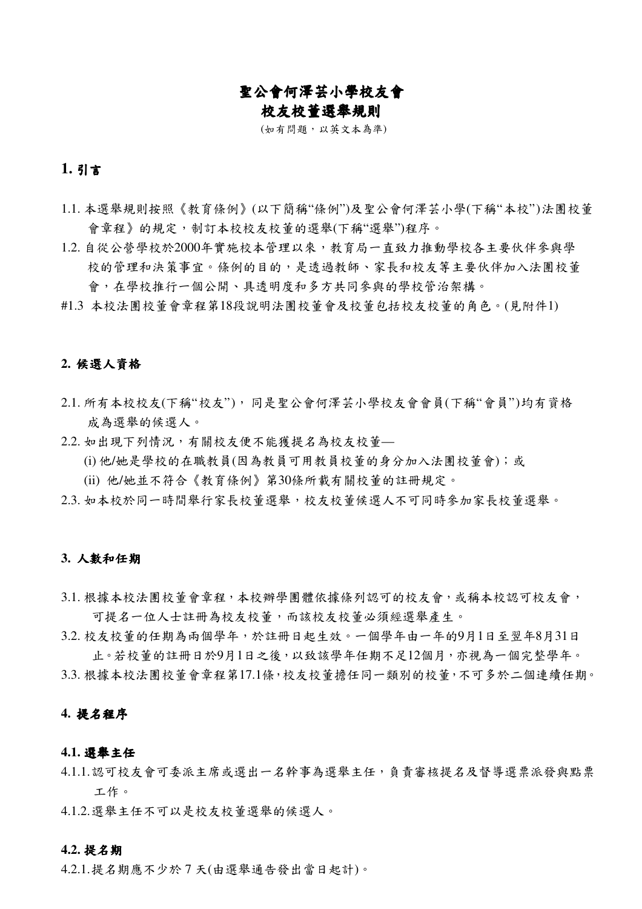# 聖公會何澤芸小學校友會
# 校友校董選舉規則

(如有問題，以英文本為準)

## 1. 引言

1.1. 本選舉規則按照《教育條例》(以下簡稱"條例")及聖公會何澤芸小學(下稱"本校")法團校董會章程》的規定，制訂本校校友校董的選舉(下稱"選舉")程序。

1.2. 自從公營學校於2000年實施校本管理以來，教育局一直致力推動學校各主要伙伴參與學校的管理和決策事宜。條例的目的，是透過教師、家長和校友等主要伙伴加入法團校董會，在學校推行一個公開、具透明度和多方共同參與的學校管治架構。

#1.3 本校法團校董會章程第18段說明法團校董會及校董包括校友校董的角色。(見附件1)

### 2. 候選人資格

2.1. 所有本校校友(下稱"校友")，同是聖公會何澤芸小學校友會會員(下稱"會員")均有資格成為選舉的候選人。

2.2. 如出現下列情況，有關校友便不能獲提名為校友校董—

(i) 他/她是學校的在職教員(因為教員可用教員校董的身分加入法團校董會)；或

(ii) 他/她並不符合《教育條例》第30條所載有關校董的註冊規定。

2.3. 如本校於同一時間舉行家長校董選舉，校友校董候選人不可同時參加家長校董選舉。

### 3. 人數和任期

3.1. 根據本校法團校董會章程，本校辦學團體依據條列認可的校友會，或稱本校認可校友會，可提名一位人士註冊為校友校董，而該校友校董必須經選舉產生。

3.2. 校友校董的任期為兩個學年，於註冊日起生效。一個學年由一年的9月1日至翌年8月31日止。若校董的註冊日於9月1日之後，以致該學年任期不足12個月，亦視為一個完整學年。

3.3. 根據本校法團校董會章程第17.1條，校友校董擔任同一類別的校董，不可多於二個連續任期。

### 4. 提名程序

#### 4.1. 選舉主任

4.1.1.認可校友會可委派主席或選出一名幹事為選舉主任，負責審核提名及督導選票派發與點票工作。

4.1.2.選舉主任不可以是校友校董選舉的候選人。

#### 4.2. 提名期

4.2.1.提名期應不少於 7 天(由選舉通告發出當日起計)。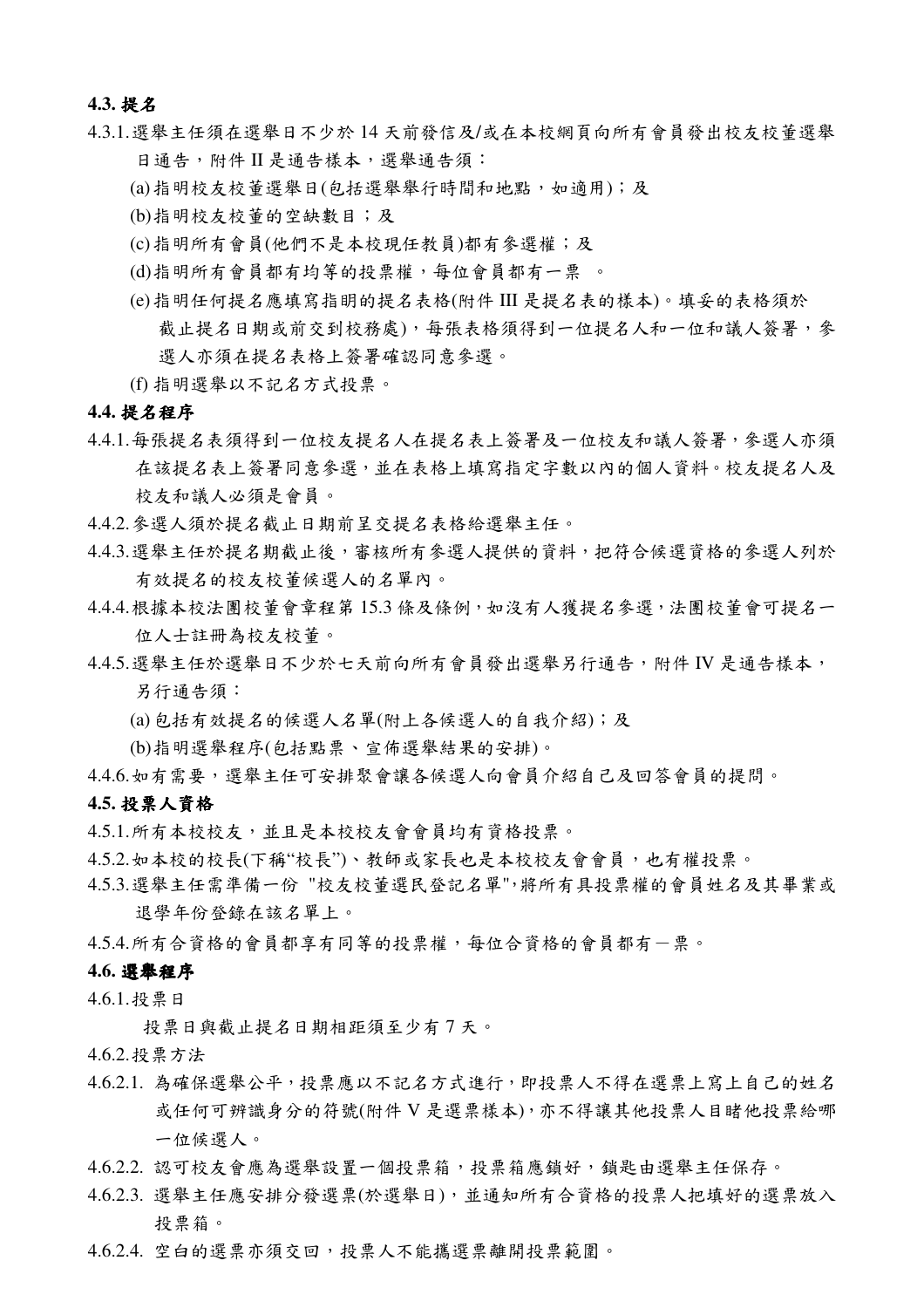### 4.3. 提名

4.3.1. 選舉主任須在選舉日不少於 14 天前發信及/或在本校網頁向所有會員發出校友校董選舉日通告，附件 II 是通告樣本，選舉通告須：

(a) 指明校友校董選舉日(包括選舉舉行時間和地點，如適用)；及

(b) 指明校友校董的空缺數目；及

(c) 指明所有會員(他們不是本校現任教員)都有參選權；及

(d) 指明所有會員都有均等的投票權，每位會員都有一票 。

(e) 指明任何提名應填寫指明的提名表格(附件 III 是提名表的樣本)。填妥的表格須於截止提名日期或前交到校務處)，每張表格須得到一位提名人和一位和議人簽署，參選人亦須在提名表格上簽署確認同意參選。

(f) 指明選舉以不記名方式投票。

### 4.4. 提名程序

4.4.1. 每張提名表須得到一位校友提名人在提名表上簽署及一位校友和議人簽署，參選人亦須在該提名表上簽署同意參選，並在表格上填寫指定字數以內的個人資料。校友提名人及校友和議人必須是會員。

4.4.2. 參選人須於提名截止日期前呈交提名表格給選舉主任。

4.4.3. 選舉主任於提名期截止後，審核所有參選人提供的資料，把符合候選資格的參選人列於有效提名的校友校董候選人的名單內。

4.4.4. 根據本校法團校董會章程第 15.3 條及條例，如沒有人獲提名參選，法團校董會可提名一位人士註冊為校友校董。

4.4.5. 選舉主任於選舉日不少於七天前向所有會員發出選舉另行通告，附件 IV 是通告樣本，另行通告須：

(a) 包括有效提名的候選人名單(附上各候選人的自我介紹)；及

(b) 指明選舉程序(包括點票、宣佈選舉結果的安排)。

4.4.6. 如有需要，選舉主任可安排聚會讓各候選人向會員介紹自己及回答會員的提問。

### 4.5. 投票人資格

4.5.1. 所有本校校友，並且是本校校友會會員均有資格投票。

4.5.2. 如本校的校長(下稱"校長")、教師或家長也是本校校友會會員，也有權投票。

4.5.3. 選舉主任需準備一份 "校友校董選民登記名單",將所有具投票權的會員姓名及其畢業或退學年份登錄在該名單上。

4.5.4. 所有合資格的會員都享有同等的投票權，每位合資格的會員都有一票。

### 4.6. 選舉程序

4.6.1. 投票日

投票日與截止提名日期相距須至少有 7 天。

4.6.2. 投票方法

4.6.2.1. 為確保選舉公平，投票應以不記名方式進行，即投票人不得在選票上寫上自己的姓名或任何可辨識身分的符號(附件 V 是選票樣本)，亦不得讓其他投票人目睹他投票給哪一位候選人。

4.6.2.2. 認可校友會應為選舉設置一個投票箱，投票箱應鎖好，鎖匙由選舉主任保存。

4.6.2.3. 選舉主任應安排分發選票(於選舉日)，並通知所有合資格的投票人把填好的選票放入投票箱。

4.6.2.4. 空白的選票亦須交回，投票人不能攜選票離開投票範圍。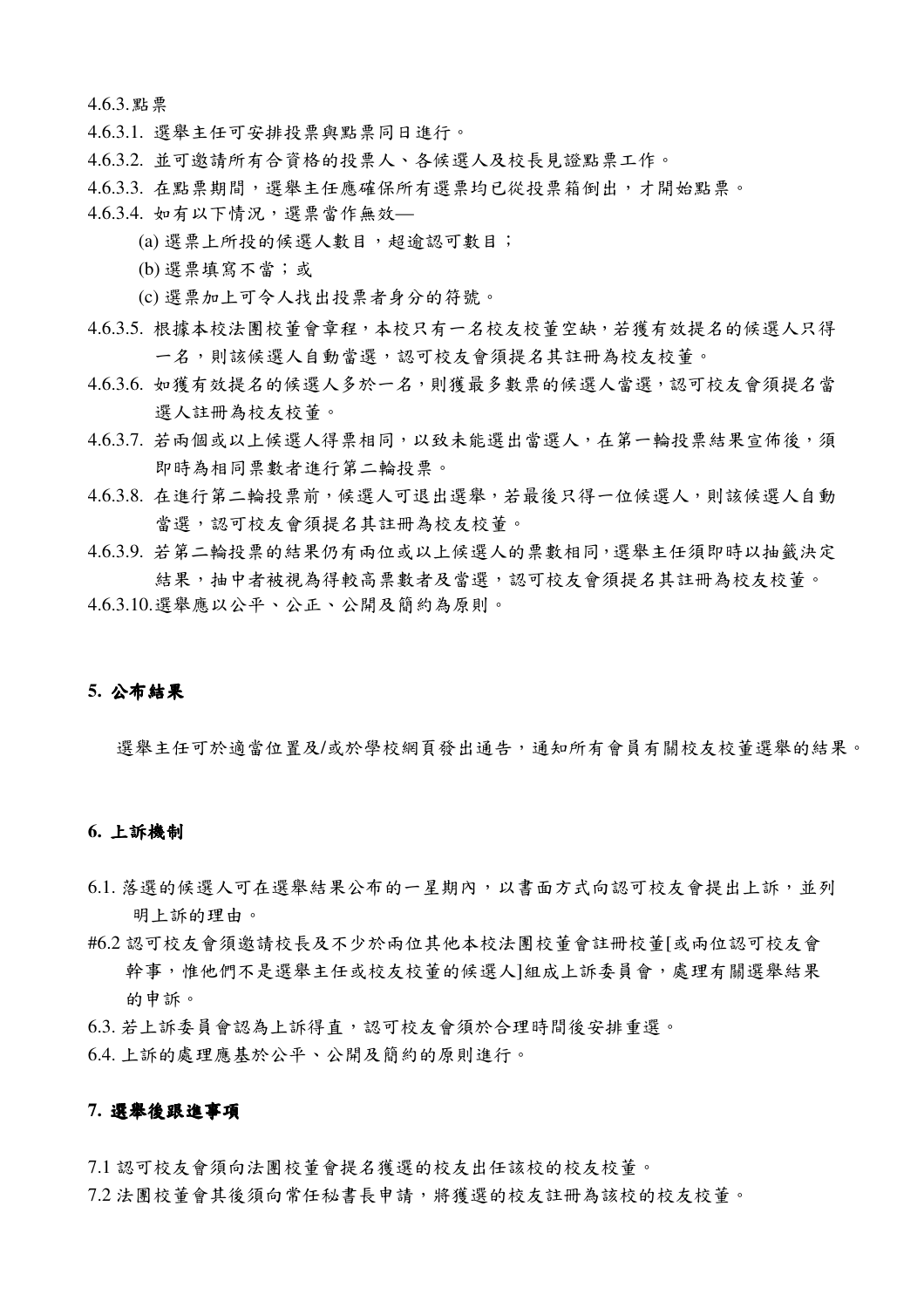4.6.3. 點票

4.6.3.1. 選舉主任可安排投票與點票同日進行。

4.6.3.2. 並可邀請所有合資格的投票人、各候選人及校長見證點票工作。

4.6.3.3. 在點票期間，選舉主任應確保所有選票均已從投票箱倒出，才開始點票。

4.6.3.4. 如有以下情況，選票當作無效—

(a) 選票上所投的候選人數目，超逾認可數目；

(b) 選票填寫不當；或

(c) 選票加上可令人找出投票者身分的符號。

4.6.3.5. 根據本校法團校董會章程，本校只有一名校友校董空缺，若獲有效提名的候選人只得一名，則該候選人自動當選，認可校友會須提名其註冊為校友校董。

4.6.3.6. 如獲有效提名的候選人多於一名，則獲最多數票的候選人當選，認可校友會須提名當選人註冊為校友校董。

4.6.3.7. 若兩個或以上候選人得票相同，以致未能選出當選人，在第一輪投票結果宣佈後，須即時為相同票數者進行第二輪投票。

4.6.3.8. 在進行第二輪投票前，候選人可退出選舉，若最後只得一位候選人，則該候選人自動當選，認可校友會須提名其註冊為校友校董。

4.6.3.9. 若第二輪投票的結果仍有兩位或以上候選人的票數相同，選舉主任須即時以抽籤決定結果，抽中者被視為得較高票數者及當選，認可校友會須提名其註冊為校友校董。

4.6.3.10. 選舉應以公平、公正、公開及簡約為原則。

## 5. 公布結果

選舉主任可於適當位置及/或於學校網頁發出通告，通知所有會員有關校友校董選舉的結果。

## 6. 上訴機制

6.1. 落選的候選人可在選舉結果公布的一星期內，以書面方式向認可校友會提出上訴，並列明上訴的理由。

#6.2 認可校友會須邀請校長及不少於兩位其他本校法團校董會註冊校董[或兩位認可校友會幹事，惟他們不是選舉主任或校友校董的候選人]組成上訴委員會，處理有關選舉結果的申訴。

6.3. 若上訴委員會認為上訴得直，認可校友會須於合理時間後安排重選。

6.4. 上訴的處理應基於公平、公開及簡約的原則進行。

## 7. 選舉後跟進事項

7.1 認可校友會須向法團校董會提名獲選的校友出任該校的校友校董。

7.2 法團校董會其後須向常任秘書長申請，將獲選的校友註冊為該校的校友校董。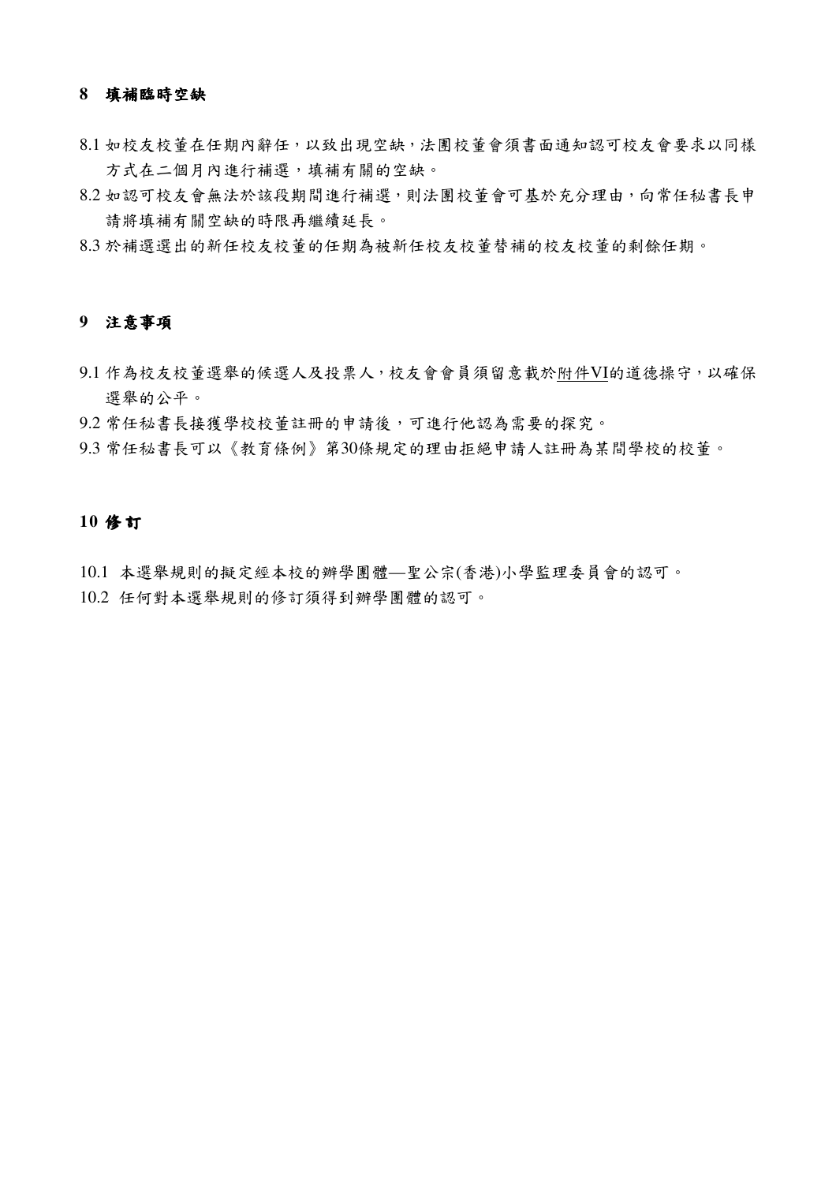## 8 填補臨時空缺

8.1 如校友校董在任期內辭任，以致出現空缺，法團校董會須書面通知認可校友會要求以同樣方式在二個月內進行補選，填補有關的空缺。

8.2 如認可校友會無法於該段期間進行補選，則法團校董會可基於充分理由，向常任秘書長申請將填補有關空缺的時限再繼續延長。

8.3 於補選選出的新任校友校董的任期為被新任校友校董替補的校友校董的剩餘任期。

## 9 注意事項

9.1 作為校友校董選舉的候選人及投票人，校友會會員須留意載於附件VI的道德操守，以確保選舉的公平。

9.2 常任秘書長接獲學校校董註冊的申請後，可進行他認為需要的探究。

9.3 常任秘書長可以《教育條例》第30條規定的理由拒絕申請人註冊為某間學校的校董。

## 10 修訂

10.1 本選舉規則的擬定經本校的辦學團體—聖公宗(香港)小學監理委員會的認可。

10.2 任何對本選舉規則的修訂須得到辦學團體的認可。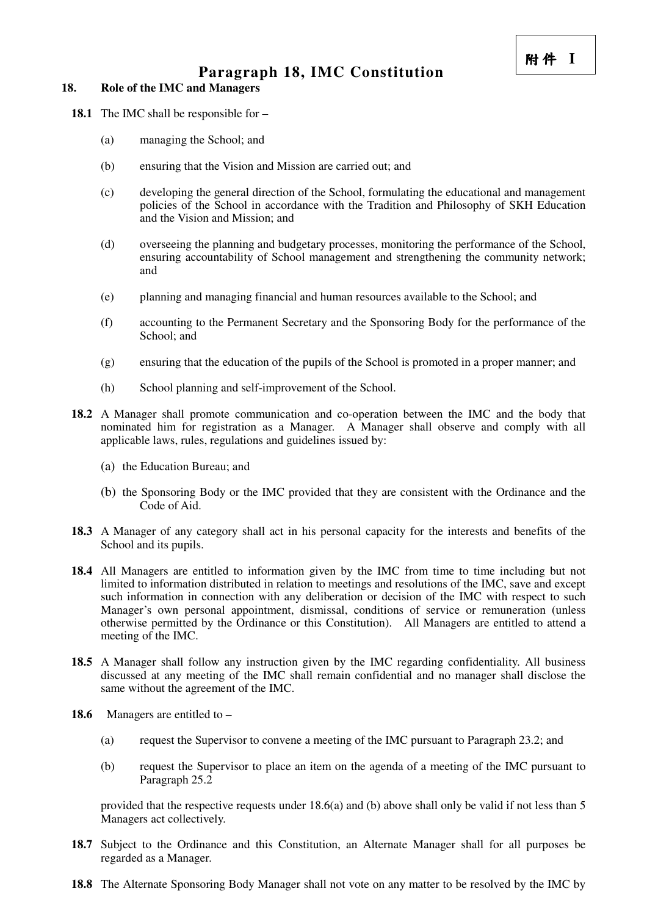附件 I

# Paragraph 18, IMC Constitution

**18. Role of the IMC and Managers**

**18.1** The IMC shall be responsible for –

(a) managing the School; and

(b) ensuring that the Vision and Mission are carried out; and

(c) developing the general direction of the School, formulating the educational and management policies of the School in accordance with the Tradition and Philosophy of SKH Education and the Vision and Mission; and

(d) overseeing the planning and budgetary processes, monitoring the performance of the School, ensuring accountability of School management and strengthening the community network; and

(e) planning and managing financial and human resources available to the School; and

(f) accounting to the Permanent Secretary and the Sponsoring Body for the performance of the School; and

(g) ensuring that the education of the pupils of the School is promoted in a proper manner; and

(h) School planning and self-improvement of the School.

**18.2** A Manager shall promote communication and co-operation between the IMC and the body that nominated him for registration as a Manager. A Manager shall observe and comply with all applicable laws, rules, regulations and guidelines issued by:

(a) the Education Bureau; and

(b) the Sponsoring Body or the IMC provided that they are consistent with the Ordinance and the Code of Aid.

**18.3** A Manager of any category shall act in his personal capacity for the interests and benefits of the School and its pupils.

**18.4** All Managers are entitled to information given by the IMC from time to time including but not limited to information distributed in relation to meetings and resolutions of the IMC, save and except such information in connection with any deliberation or decision of the IMC with respect to such Manager's own personal appointment, dismissal, conditions of service or remuneration (unless otherwise permitted by the Ordinance or this Constitution). All Managers are entitled to attend a meeting of the IMC.

**18.5** A Manager shall follow any instruction given by the IMC regarding confidentiality. All business discussed at any meeting of the IMC shall remain confidential and no manager shall disclose the same without the agreement of the IMC.

**18.6** Managers are entitled to –

(a) request the Supervisor to convene a meeting of the IMC pursuant to Paragraph 23.2; and

(b) request the Supervisor to place an item on the agenda of a meeting of the IMC pursuant to Paragraph 25.2

provided that the respective requests under 18.6(a) and (b) above shall only be valid if not less than 5 Managers act collectively.

**18.7** Subject to the Ordinance and this Constitution, an Alternate Manager shall for all purposes be regarded as a Manager.

**18.8** The Alternate Sponsoring Body Manager shall not vote on any matter to be resolved by the IMC by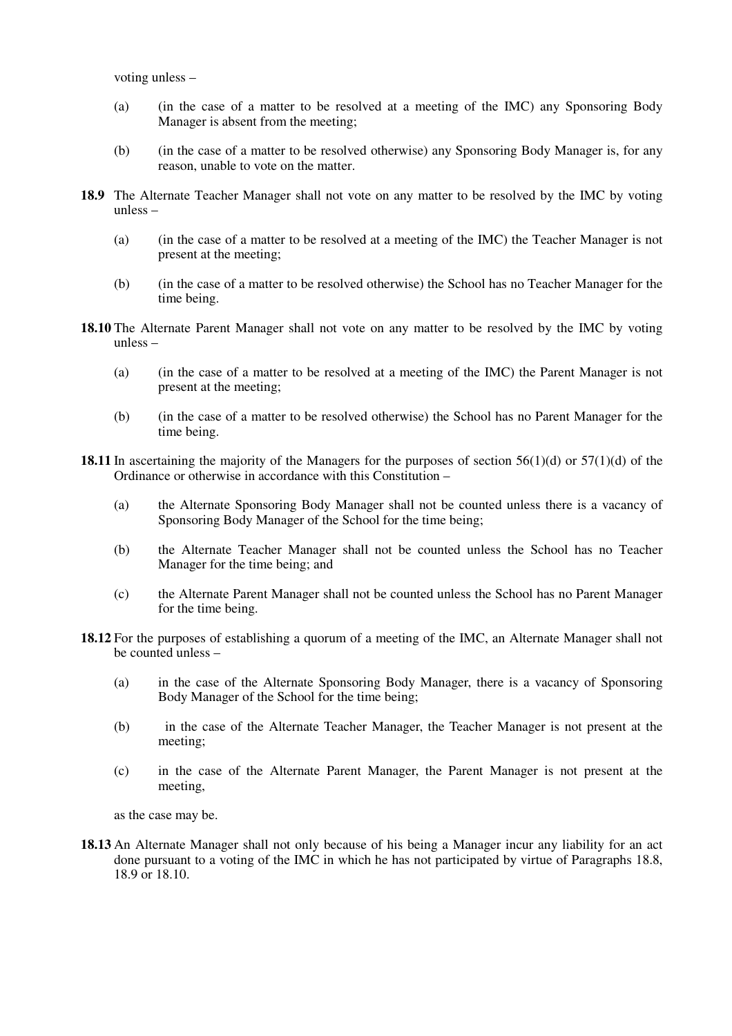voting unless –

(a) (in the case of a matter to be resolved at a meeting of the IMC) any Sponsoring Body Manager is absent from the meeting;

(b) (in the case of a matter to be resolved otherwise) any Sponsoring Body Manager is, for any reason, unable to vote on the matter.

**18.9** The Alternate Teacher Manager shall not vote on any matter to be resolved by the IMC by voting unless –

(a) (in the case of a matter to be resolved at a meeting of the IMC) the Teacher Manager is not present at the meeting;

(b) (in the case of a matter to be resolved otherwise) the School has no Teacher Manager for the time being.

**18.10** The Alternate Parent Manager shall not vote on any matter to be resolved by the IMC by voting unless –

(a) (in the case of a matter to be resolved at a meeting of the IMC) the Parent Manager is not present at the meeting;

(b) (in the case of a matter to be resolved otherwise) the School has no Parent Manager for the time being.

**18.11** In ascertaining the majority of the Managers for the purposes of section 56(1)(d) or 57(1)(d) of the Ordinance or otherwise in accordance with this Constitution –

(a) the Alternate Sponsoring Body Manager shall not be counted unless there is a vacancy of Sponsoring Body Manager of the School for the time being;

(b) the Alternate Teacher Manager shall not be counted unless the School has no Teacher Manager for the time being; and

(c) the Alternate Parent Manager shall not be counted unless the School has no Parent Manager for the time being.

**18.12** For the purposes of establishing a quorum of a meeting of the IMC, an Alternate Manager shall not be counted unless –

(a) in the case of the Alternate Sponsoring Body Manager, there is a vacancy of Sponsoring Body Manager of the School for the time being;

(b) in the case of the Alternate Teacher Manager, the Teacher Manager is not present at the meeting;

(c) in the case of the Alternate Parent Manager, the Parent Manager is not present at the meeting,

as the case may be.

**18.13** An Alternate Manager shall not only because of his being a Manager incur any liability for an act done pursuant to a voting of the IMC in which he has not participated by virtue of Paragraphs 18.8, 18.9 or 18.10.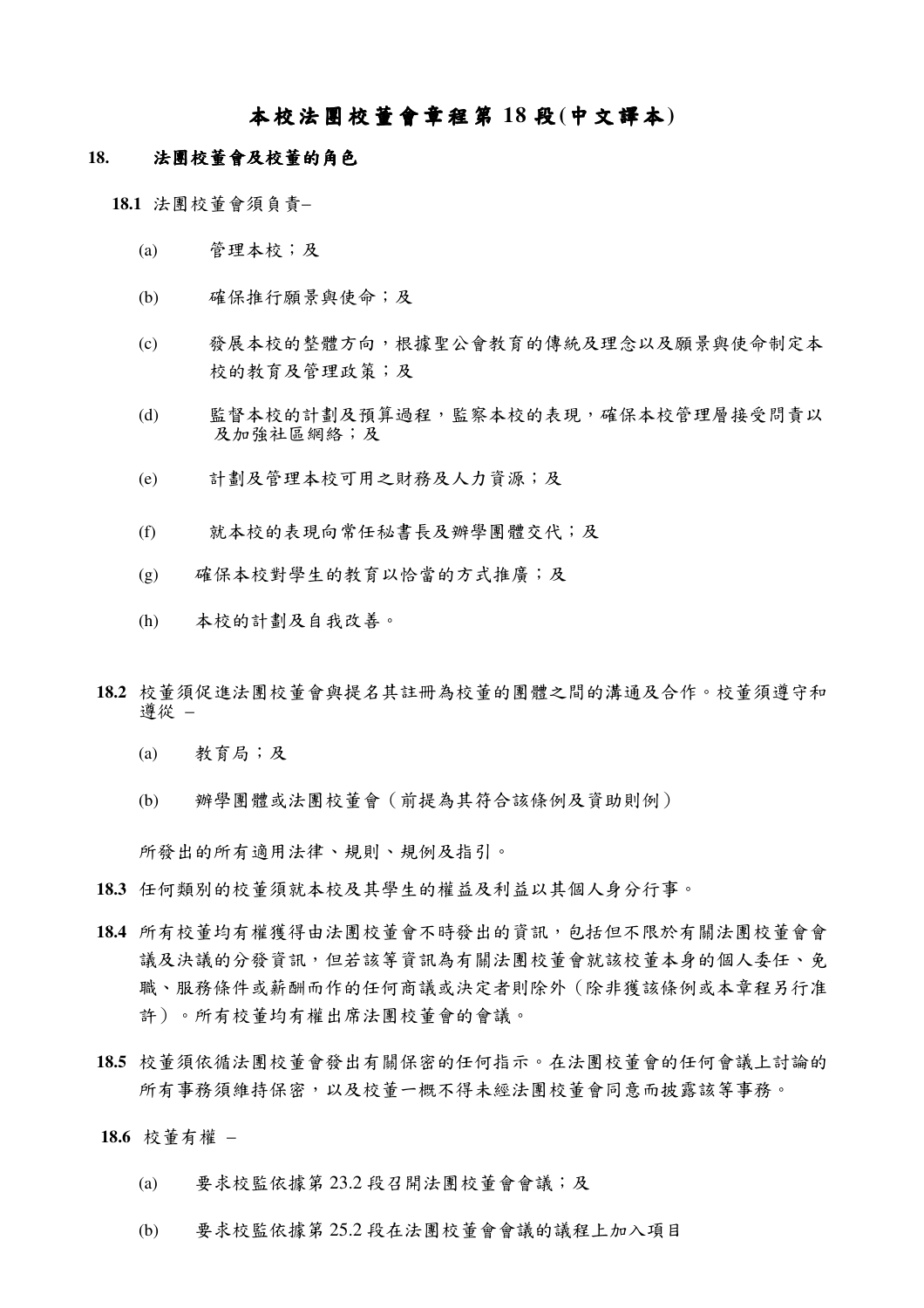# 本校法團校董會章程第 18 段(中文譯本)

## 18. 法團校董會及校董的角色

**18.1** 法團校董會須負責–

(a) 管理本校；及

(b) 確保推行願景與使命；及

(c) 發展本校的整體方向，根據聖公會教育的傳統及理念以及願景與使命制定本校的教育及管理政策；及

(d) 監督本校的計劃及預算過程，監察本校的表現，確保本校管理層接受問責以及加強社區網絡；及

(e) 計劃及管理本校可用之財務及人力資源；及

(f) 就本校的表現向常任秘書長及辦學團體交代；及

(g) 確保本校對學生的教育以恰當的方式推廣；及

(h) 本校的計劃及自我改善。

**18.2** 校董須促進法團校董會與提名其註冊為校董的團體之間的溝通及合作。校董須遵守和遵從 –

(a) 教育局；及

(b) 辦學團體或法團校董會（前提為其符合該條例及資助則例）

所發出的所有適用法律、規則、規例及指引。

**18.3** 任何類別的校董須就本校及其學生的權益及利益以其個人身分行事。

**18.4** 所有校董均有權獲得由法團校董會不時發出的資訊，包括但不限於有關法團校董會會議及決議的分發資訊，但若該等資訊為有關法團校董會就該校董本身的個人委任、免職、服務條件或薪酬而作的任何商議或決定者則除外（除非獲該條例或本章程另行准許）。所有校董均有權出席法團校董會的會議。

**18.5** 校董須依循法團校董會發出有關保密的任何指示。在法團校董會的任何會議上討論的所有事務須維持保密，以及校董一概不得未經法團校董會同意而披露該等事務。

**18.6** 校董有權 –

(a) 要求校監依據第 23.2 段召開法團校董會會議；及

(b) 要求校監依據第 25.2 段在法團校董會會議的議程上加入項目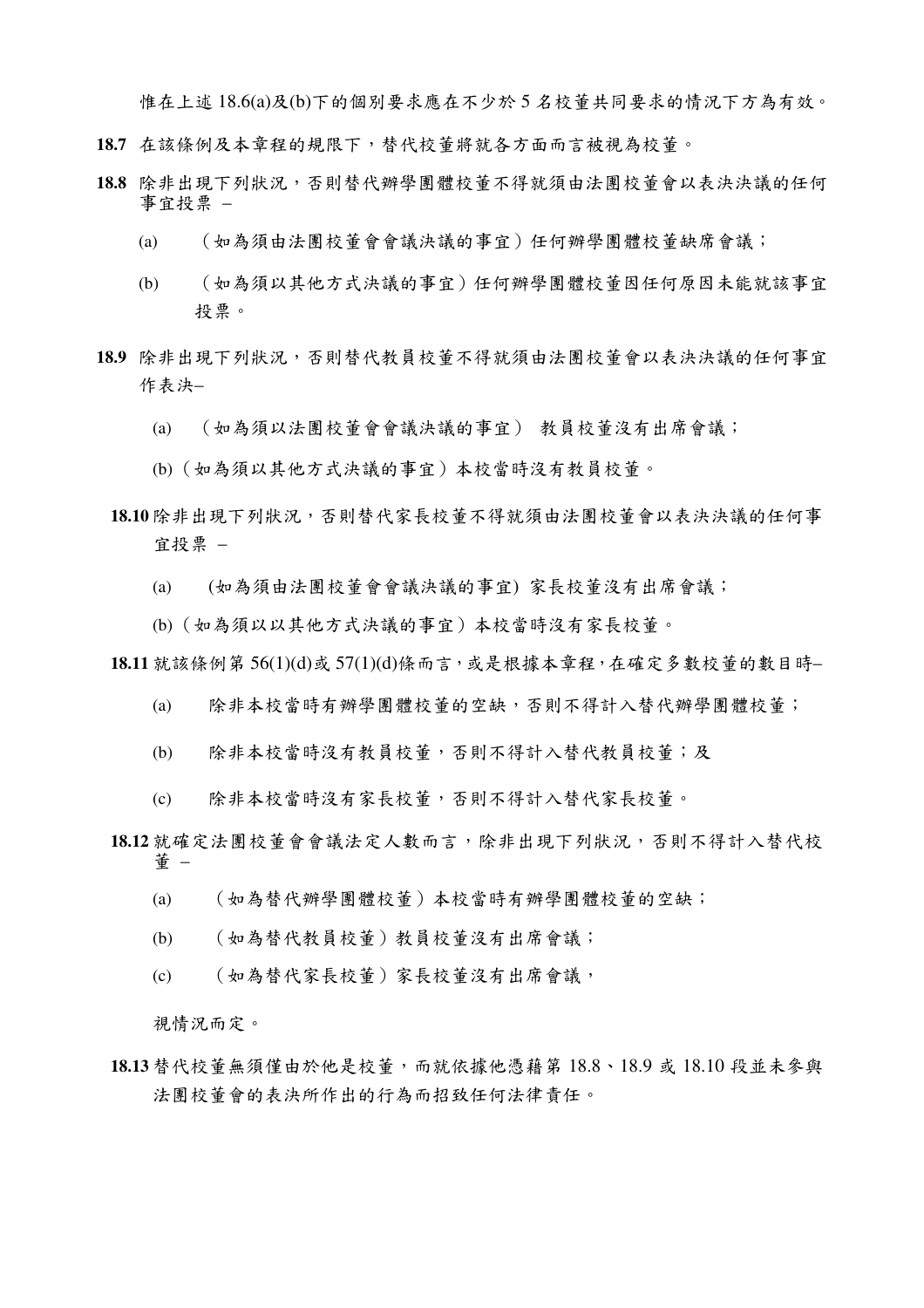惟在上述 18.6(a)及(b)下的個別要求應在不少於 5 名校董共同要求的情況下方為有效。

**18.7** 在該條例及本章程的規限下，替代校董將就各方面而言被視為校董。

**18.8** 除非出現下列狀況，否則替代辦學團體校董不得就須由法團校董會以表決決議的任何事宜投票 –

(a) （如為須由法團校董會會議決議的事宜）任何辦學團體校董缺席會議；

(b) （如為須以其他方式決議的事宜）任何辦學團體校董因任何原因未能就該事宜投票。

**18.9** 除非出現下列狀況，否則替代教員校董不得就須由法團校董會以表決決議的任何事宜作表決–

(a) （如為須以法團校董會會議決議的事宜） 教員校董沒有出席會議；

(b)（如為須以其他方式決議的事宜）本校當時沒有教員校董。

**18.10** 除非出現下列狀況，否則替代家長校董不得就須由法團校董會以表決決議的任何事宜投票 –

(a) (如為須由法團校董會會議決議的事宜) 家長校董沒有出席會議；

(b)（如為須以以其他方式決議的事宜）本校當時沒有家長校董。

**18.11** 就該條例第 56(1)(d)或 57(1)(d)條而言，或是根據本章程，在確定多數校董的數目時–

(a) 除非本校當時有辦學團體校董的空缺，否則不得計入替代辦學團體校董；

(b) 除非本校當時沒有教員校董，否則不得計入替代教員校董；及

(c) 除非本校當時沒有家長校董，否則不得計入替代家長校董。

**18.12** 就確定法團校董會會議法定人數而言，除非出現下列狀況，否則不得計入替代校董 –

(a) （如為替代辦學團體校董）本校當時有辦學團體校董的空缺；

(b) （如為替代教員校董）教員校董沒有出席會議；

(c) （如為替代家長校董）家長校董沒有出席會議，

視情況而定。

**18.13** 替代校董無須僅由於他是校董，而就依據他憑藉第 18.8、18.9 或 18.10 段並未參與法團校董會的表決所作出的行為而招致任何法律責任。